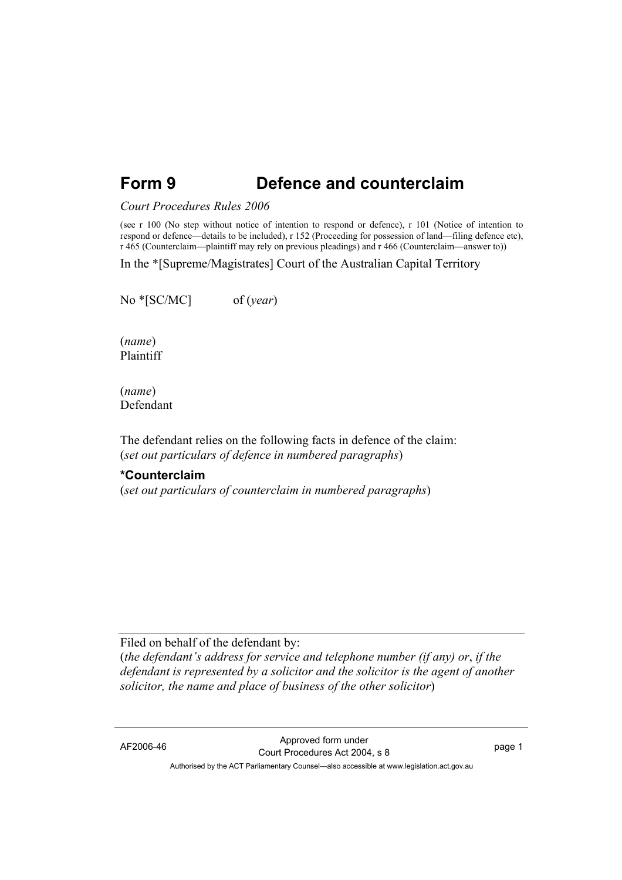# Form 9 Defence and counterclaim

*Court Procedures Rules 2006*

(see r 100 (No step without notice of intention to respond or defence), r 101 (Notice of intention to respond or defence—details to be included), r 152 (Proceeding for possession of land—filing defence etc), r 465 (Counterclaim—plaintiff may rely on previous pleadings) and r 466 (Counterclaim—answer to))

In the *[Supreme/Magistrates] Court of the Australian Capital Territory

No *[SC/MC] of (*year*)

(*name*)
Plaintiff

(*name*)
Defendant

The defendant relies on the following facts in defence of the claim:
(*set out particulars of defence in numbered paragraphs*)

**\*Counterclaim**

(*set out particulars of counterclaim in numbered paragraphs*)

---

Filed on behalf of the defendant by:
(*the defendant's address for service and telephone number (if any) or*, *if the defendant is represented by a solicitor and the solicitor is the agent of another solicitor, the name and place of business of the other solicitor*)

AF2006-46 Approved form under Court Procedures Act 2004, s 8

Authorised by the ACT Parliamentary Counsel—also accessible at www.legislation.act.gov.au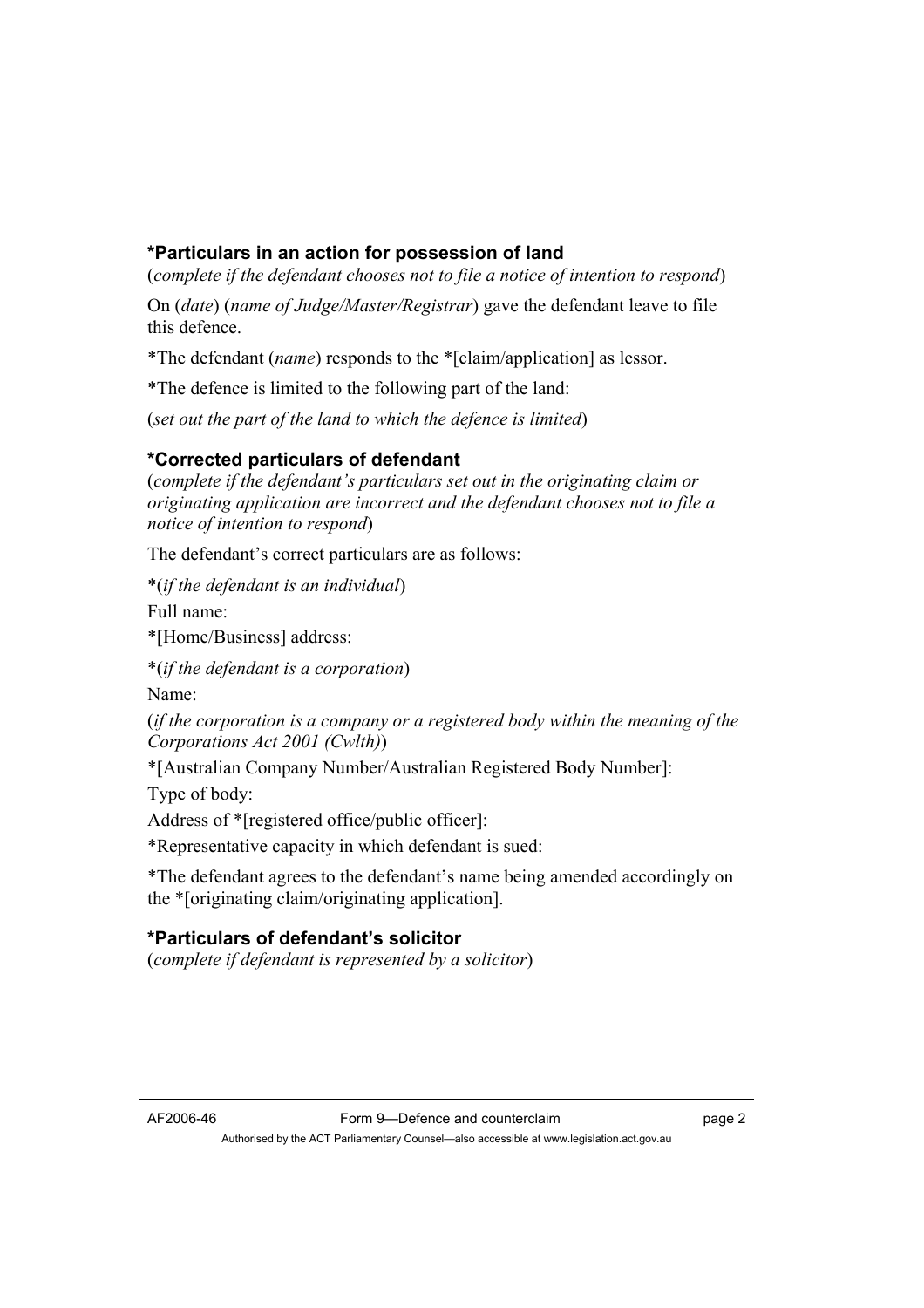### *Particulars in an action for possession of land

(*complete if the defendant chooses not to file a notice of intention to respond*)

On (*date*) (*name of Judge/Master/Registrar*) gave the defendant leave to file this defence.

*The defendant (*name*) responds to the *[claim/application] as lessor.

*The defence is limited to the following part of the land:

(*set out the part of the land to which the defence is limited*)

### *Corrected particulars of defendant

(*complete if the defendant's particulars set out in the originating claim or originating application are incorrect and the defendant chooses not to file a notice of intention to respond*)

The defendant's correct particulars are as follows:

*(*if the defendant is an individual*)

Full name:

*[Home/Business] address:

*(*if the defendant is a corporation*)

Name:

(*if the corporation is a company or a registered body within the meaning of the Corporations Act 2001 (Cwlth)*)

*[Australian Company Number/Australian Registered Body Number]:

Type of body:

Address of *[registered office/public officer]:

*Representative capacity in which defendant is sued:

*The defendant agrees to the defendant's name being amended accordingly on the *[originating claim/originating application].

### *Particulars of defendant's solicitor

(*complete if defendant is represented by a solicitor*)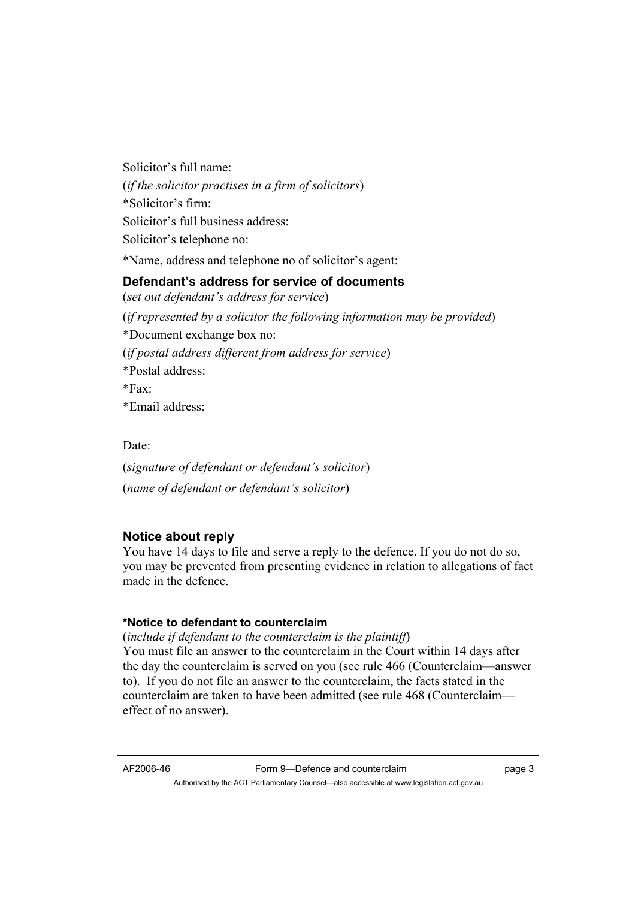Solicitor's full name:

(*if the solicitor practises in a firm of solicitors*)

*Solicitor's firm:

Solicitor's full business address:

Solicitor's telephone no:

*Name, address and telephone no of solicitor's agent:

### Defendant's address for service of documents

(*set out defendant's address for service*)

(*if represented by a solicitor the following information may be provided*)

*Document exchange box no:

(*if postal address different from address for service*)

*Postal address:

*Fax:

*Email address:

Date:

(*signature of defendant or defendant's solicitor*)

(*name of defendant or defendant's solicitor*)

### Notice about reply

You have 14 days to file and serve a reply to the defence. If you do not do so, you may be prevented from presenting evidence in relation to allegations of fact made in the defence.

#### *Notice to defendant to counterclaim

(*include if defendant to the counterclaim is the plaintiff*)

You must file an answer to the counterclaim in the Court within 14 days after the day the counterclaim is served on you (see rule 466 (Counterclaim—answer to). If you do not file an answer to the counterclaim, the facts stated in the counterclaim are taken to have been admitted (see rule 468 (Counterclaim—effect of no answer).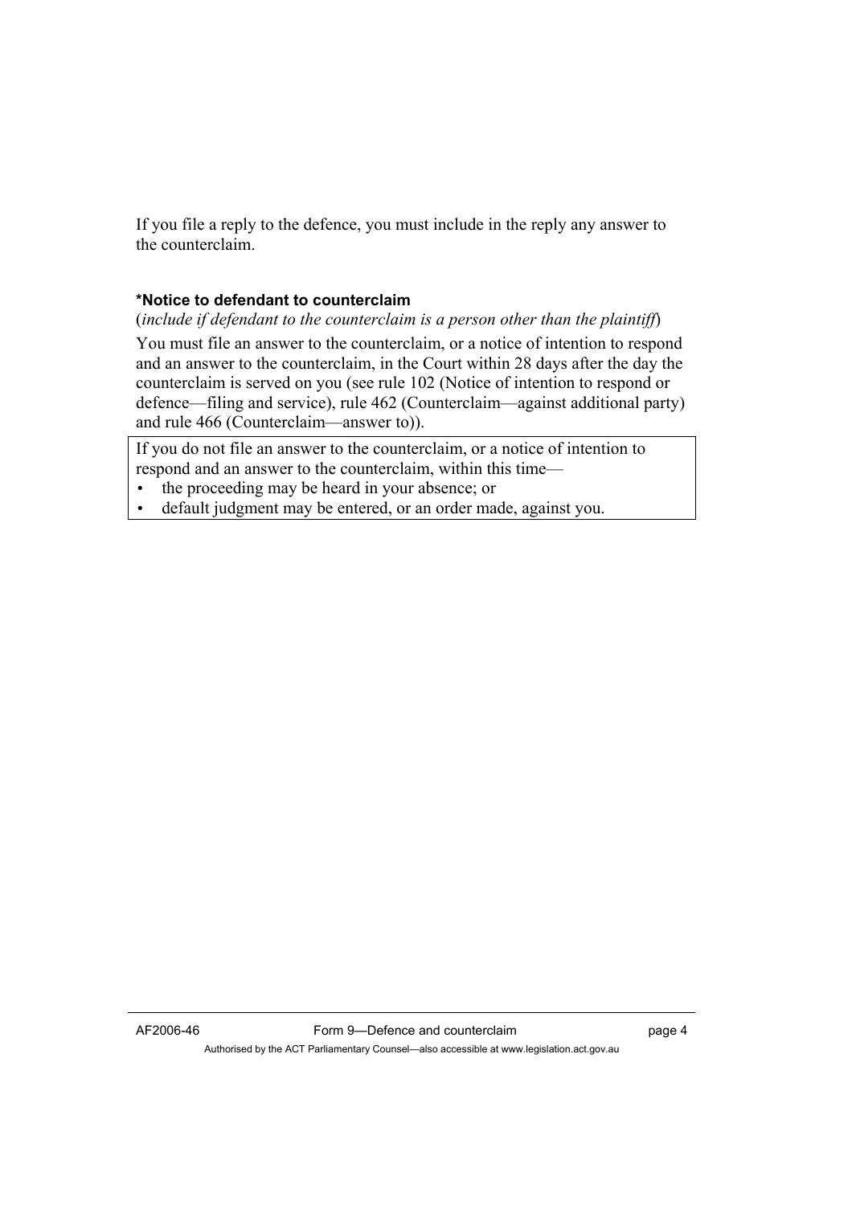If you file a reply to the defence, you must include in the reply any answer to the counterclaim.

**\*Notice to defendant to counterclaim**

(*include if defendant to the counterclaim is a person other than the plaintiff*)

You must file an answer to the counterclaim, or a notice of intention to respond and an answer to the counterclaim, in the Court within 28 days after the day the counterclaim is served on you (see rule 102 (Notice of intention to respond or defence—filing and service), rule 462 (Counterclaim—against additional party) and rule 466 (Counterclaim—answer to)).

If you do not file an answer to the counterclaim, or a notice of intention to respond and an answer to the counterclaim, within this time—

- the proceeding may be heard in your absence; or
- default judgment may be entered, or an order made, against you.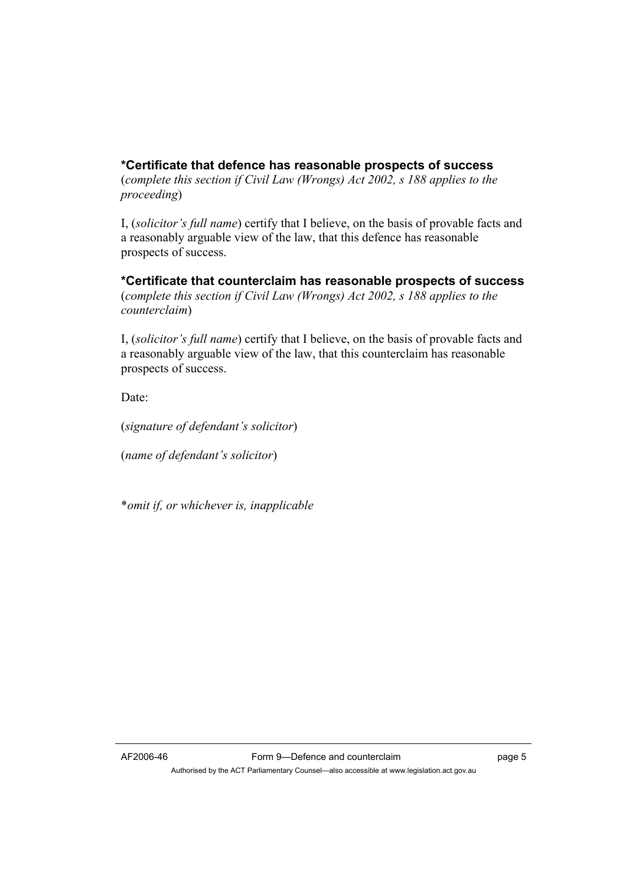**\*Certificate that defence has reasonable prospects of success**
(*complete this section if Civil Law (Wrongs) Act 2002, s 188 applies to the proceeding*)

I, (*solicitor's full name*) certify that I believe, on the basis of provable facts and a reasonably arguable view of the law, that this defence has reasonable prospects of success.

**\*Certificate that counterclaim has reasonable prospects of success**
(*complete this section if Civil Law (Wrongs) Act 2002, s 188 applies to the counterclaim*)

I, (*solicitor's full name*) certify that I believe, on the basis of provable facts and a reasonably arguable view of the law, that this counterclaim has reasonable prospects of success.

Date:

(*signature of defendant's solicitor*)

(*name of defendant's solicitor*)

\**omit if, or whichever is, inapplicable*